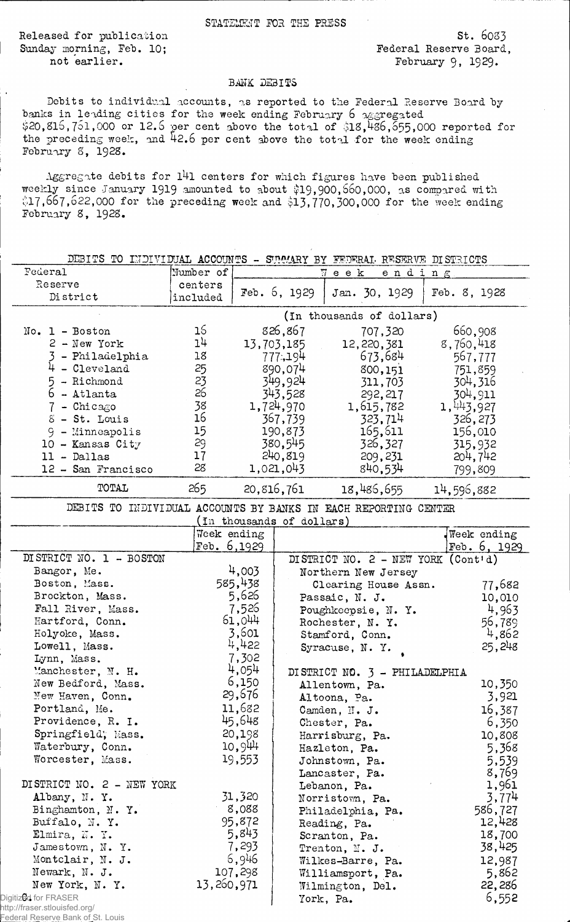STATEMENT FOR THE PRESS

Released for publication
Sunday morning, Feb. 10;
not earlier.

St. 6083
Federal Reserve Board,
February 9, 1929.

## BANK DEBITS

Debits to individual accounts, as reported to the Federal Reserve Board by banks in leading cities for the week ending February 6 aggregated $20,816,761,000 or 12.6 per cent above the total of $18,486,655,000 reported for the preceding week, and 42.6 per cent above the total for the week ending February 8, 1928.

Aggregate debits for 141 centers for which figures have been published weekly since January 1919 amounted to about $19,900,660,000, as compared with $17,667,622,000 for the preceding week and $13,770,300,000 for the week ending February 8, 1928.

DEBITS TO INDIVIDUAL ACCOUNTS - SUMMARY BY FEDERAL RESERVE DISTRICTS

| Federal Reserve District | Number of centers included | Week ending Feb. 6, 1929 | Week ending Jan. 30, 1929 | Week ending Feb. 8, 1928 |
|---|---|---|---|---|
| | | (In thousands of dollars) | | |
| No. 1 - Boston | 16 | 826,867 | 707,320 | 660,908 |
| 2 - New York | 14 | 13,703,185 | 12,220,381 | 8,760,418 |
| 3 - Philadelphia | 18 | 777,194 | 673,684 | 567,777 |
| 4 - Cleveland | 25 | 890,074 | 800,151 | 751,859 |
| 5 - Richmond | 23 | 349,924 | 311,703 | 304,316 |
| 6 - Atlanta | 26 | 343,528 | 292,217 | 304,911 |
| 7 - Chicago | 38 | 1,724,970 | 1,615,782 | 1,443,927 |
| 8 - St. Louis | 16 | 367,739 | 323,714 | 326,273 |
| 9 - Minneapolis | 15 | 190,873 | 165,611 | 156,010 |
| 10 - Kansas City | 29 | 380,545 | 326,327 | 315,932 |
| 11 - Dallas | 17 | 240,819 | 209,231 | 204,742 |
| 12 - San Francisco | 28 | 1,021,043 | 840,534 | 799,809 |
| TOTAL | 265 | 20,816,761 | 18,486,655 | 14,596,882 |

DEBITS TO INDIVIDUAL ACCOUNTS BY BANKS IN EACH REPORTING CENTER
(In thousands of dollars)

| | Week ending Feb. 6, 1929 | | Week ending Feb. 6, 1929 |
|---|---|---|---|
| DISTRICT NO. 1 - BOSTON | | DISTRICT NO. 2 - NEW YORK (Cont'd) | |
| Bangor, Me. | 4,003 | Northern New Jersey Clearing House Assn. | 77,682 |
| Boston, Mass. | 585,438 | Passaic, N. J. | 10,010 |
| Brockton, Mass. | 5,626 | Poughkeepsie, N. Y. | 4,963 |
| Fall River, Mass. | 7,526 | Rochester, N. Y. | 56,789 |
| Hartford, Conn. | 61,044 | Stamford, Conn. | 4,862 |
| Holyoke, Mass. | 3,601 | Syracuse, N. Y. | 25,248 |
| Lowell, Mass. | 4,422 | | |
| Lynn, Mass. | 7,302 | DISTRICT NO. 3 - PHILADELPHIA | |
| Manchester, N. H. | 4,054 | Allentown, Pa. | 10,350 |
| New Bedford, Mass. | 6,150 | Altoona, Pa. | 3,921 |
| New Haven, Conn. | 29,676 | Camden, N. J. | 16,387 |
| Portland, Me. | 11,682 | Chester, Pa. | 6,350 |
| Providence, R. I. | 45,648 | Harrisburg, Pa. | 10,808 |
| Springfield, Mass. | 20,198 | Hazleton, Pa. | 5,368 |
| Waterbury, Conn. | 10,944 | Johnstown, Pa. | 5,539 |
| Worcester, Mass. | 19,553 | Lancaster, Pa. | 8,769 |
| | | Lebanon, Pa. | 1,961 |
| DISTRICT NO. 2 - NEW YORK | | Norristown, Pa. | 3,774 |
| Albany, N. Y. | 31,320 | Philadelphia, Pa. | 586,727 |
| Binghamton, N. Y. | 8,088 | Reading, Pa. | 12,428 |
| Buffalo, N. Y. | 95,872 | Scranton, Pa. | 18,700 |
| Elmira, N. Y. | 5,843 | Trenton, N. J. | 38,425 |
| Jamestown, N. Y. | 7,293 | Wilkes-Barre, Pa. | 12,987 |
| Montclair, N. J. | 6,946 | Williamsport, Pa. | 5,862 |
| Newark, N. J. | 107,298 | Wilmington, Del. | 22,286 |
| New York, N. Y. | 13,260,971 | York, Pa. | 6,552 |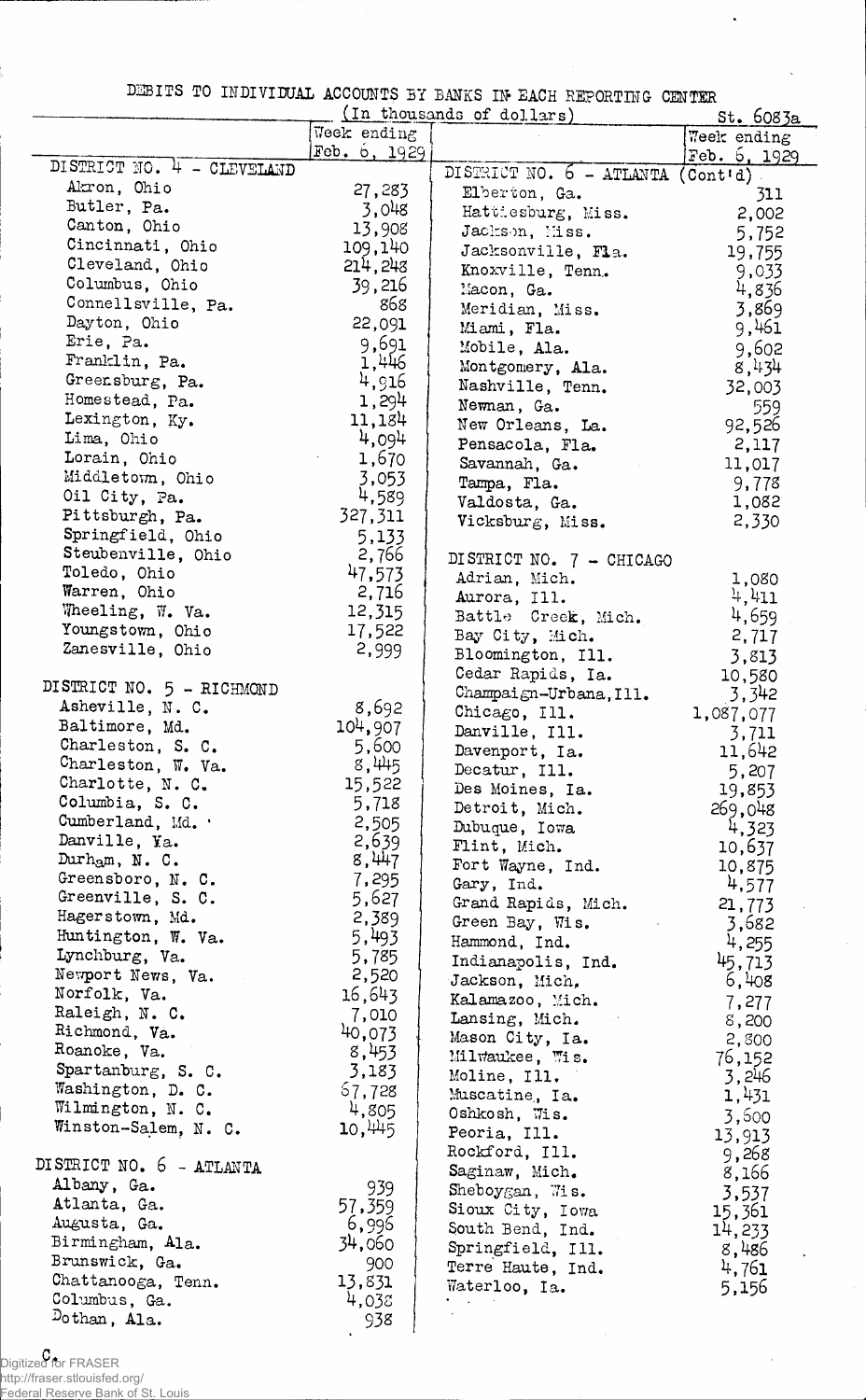St. 6083a

# DEBITS TO INDIVIDUAL ACCOUNTS BY BANKS IN EACH REPORTING CENTER

(In thousands of dollars)

| | Week ending Feb. 6, 1929 |
|---|---|
| **DISTRICT NO. 4 - CLEVELAND** | |
| Akron, Ohio | 27,283 |
| Butler, Pa. | 3,048 |
| Canton, Ohio | 13,908 |
| Cincinnati, Ohio | 109,140 |
| Cleveland, Ohio | 214,248 |
| Columbus, Ohio | 39,216 |
| Connellsville, Pa. | 868 |
| Dayton, Ohio | 22,091 |
| Erie, Pa. | 9,691 |
| Franklin, Pa. | 1,446 |
| Greensburg, Pa. | 4,916 |
| Homestead, Pa. | 1,294 |
| Lexington, Ky. | 11,184 |
| Lima, Ohio | 4,094 |
| Lorain, Ohio | 1,670 |
| Middletown, Ohio | 3,053 |
| Oil City, Pa. | 4,589 |
| Pittsburgh, Pa. | 327,311 |
| Springfield, Ohio | 5,133 |
| Steubenville, Ohio | 2,766 |
| Toledo, Ohio | 47,573 |
| Warren, Ohio | 2,716 |
| Wheeling, W. Va. | 12,315 |
| Youngstown, Ohio | 17,522 |
| Zanesville, Ohio | 2,999 |
| **DISTRICT NO. 5 - RICHMOND** | |
| Asheville, N. C. | 8,692 |
| Baltimore, Md. | 104,907 |
| Charleston, S. C. | 5,600 |
| Charleston, W. Va. | 8,445 |
| Charlotte, N. C. | 15,522 |
| Columbia, S. C. | 5,718 |
| Cumberland, Md. | 2,505 |
| Danville, Va. | 2,639 |
| Durham, N. C. | 8,447 |
| Greensboro, N. C. | 7,295 |
| Greenville, S. C. | 5,627 |
| Hagerstown, Md. | 2,389 |
| Huntington, W. Va. | 5,493 |
| Lynchburg, Va. | 5,785 |
| Newport News, Va. | 2,520 |
| Norfolk, Va. | 16,643 |
| Raleigh, N. C. | 7,010 |
| Richmond, Va. | 40,073 |
| Roanoke, Va. | 8,453 |
| Spartanburg, S. C. | 3,183 |
| Washington, D. C. | 67,728 |
| Wilmington, N. C. | 4,805 |
| Winston-Salem, N. C. | 10,445 |
| **DISTRICT NO. 6 - ATLANTA** | |
| Albany, Ga. | 939 |
| Atlanta, Ga. | 57,359 |
| Augusta, Ga. | 6,996 |
| Birmingham, Ala. | 34,060 |
| Brunswick, Ga. | 900 |
| Chattanooga, Tenn. | 13,831 |
| Columbus, Ga. | 4,038 |
| Dothan, Ala. | 938 |
| **DISTRICT NO. 6 - ATLANTA (Cont'd)** | |
| Elberton, Ga. | 311 |
| Hattiesburg, Miss. | 2,002 |
| Jackson, Miss. | 5,752 |
| Jacksonville, Fla. | 19,755 |
| Knoxville, Tenn. | 9,033 |
| Macon, Ga. | 4,836 |
| Meridian, Miss. | 3,869 |
| Miami, Fla. | 9,461 |
| Mobile, Ala. | 9,602 |
| Montgomery, Ala. | 8,434 |
| Nashville, Tenn. | 32,003 |
| Newnan, Ga. | 559 |
| New Orleans, La. | 92,526 |
| Pensacola, Fla. | 2,117 |
| Savannah, Ga. | 11,017 |
| Tampa, Fla. | 9,778 |
| Valdosta, Ga. | 1,082 |
| Vicksburg, Miss. | 2,330 |
| **DISTRICT NO. 7 - CHICAGO** | |
| Adrian, Mich. | 1,080 |
| Aurora, Ill. | 4,411 |
| Battle Creek, Mich. | 4,659 |
| Bay City, Mich. | 2,717 |
| Bloomington, Ill. | 3,813 |
| Cedar Rapids, Ia. | 10,580 |
| Champaign-Urbana, Ill. | 3,342 |
| Chicago, Ill. | 1,087,077 |
| Danville, Ill. | 3,711 |
| Davenport, Ia. | 11,642 |
| Decatur, Ill. | 5,207 |
| Des Moines, Ia. | 19,853 |
| Detroit, Mich. | 269,048 |
| Dubuque, Iowa | 4,323 |
| Flint, Mich. | 10,637 |
| Fort Wayne, Ind. | 10,875 |
| Gary, Ind. | 4,577 |
| Grand Rapids, Mich. | 21,773 |
| Green Bay, Wis. | 3,682 |
| Hammond, Ind. | 4,255 |
| Indianapolis, Ind. | 45,713 |
| Jackson, Mich. | 6,408 |
| Kalamazoo, Mich. | 7,277 |
| Lansing, Mich. | 8,200 |
| Mason City, Ia. | 2,800 |
| Milwaukee, Wis. | 76,152 |
| Moline, Ill. | 3,246 |
| Muscatine, Ia. | 1,431 |
| Oshkosh, Wis. | 3,600 |
| Peoria, Ill. | 13,913 |
| Rockford, Ill. | 9,268 |
| Saginaw, Mich. | 8,166 |
| Sheboygan, Wis. | 3,537 |
| Sioux City, Iowa | 15,361 |
| South Bend, Ind. | 14,233 |
| Springfield, Ill. | 8,486 |
| Terre Haute, Ind. | 4,761 |
| Waterloo, Ia. | 5,156 |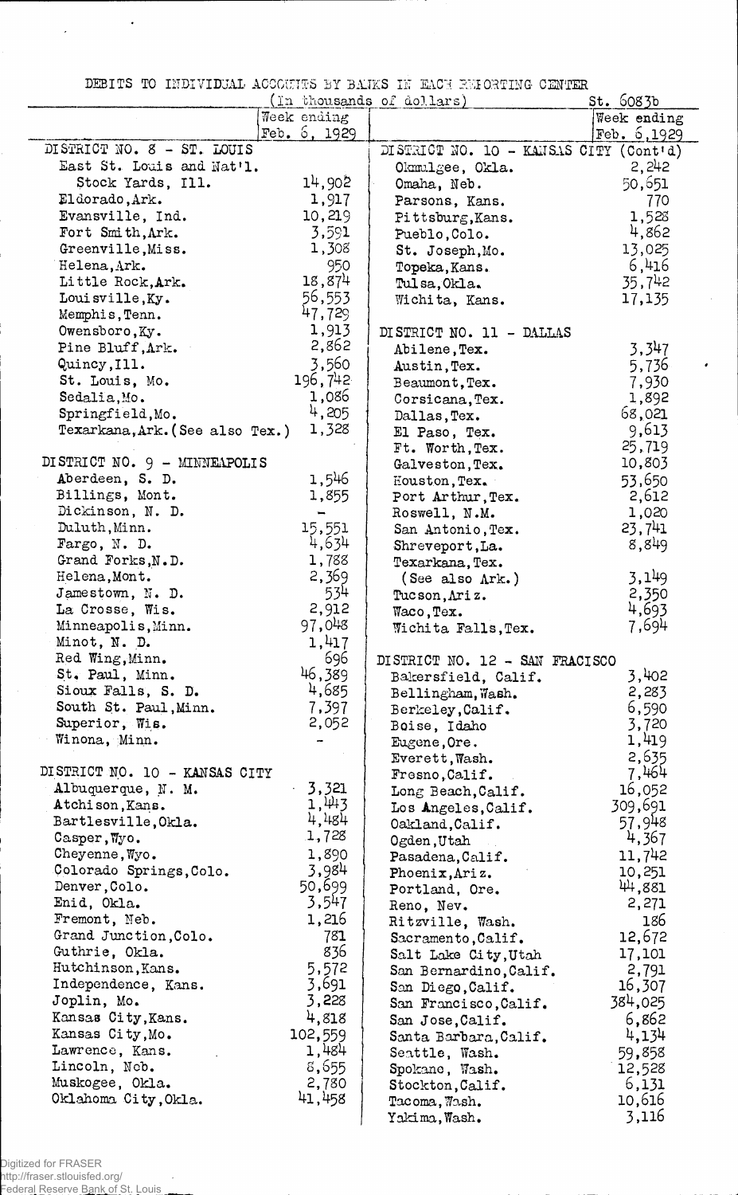DEBITS TO INDIVIDUAL ACCOUNTS BY BANKS IN EACH REPORTING CENTER

(In thousands of dollars)

St. 6083b

| | Week ending Feb. 6, 1929 | | Week ending Feb. 6, 1929 |
|---|---|---|---|
| DISTRICT NO. 8 - ST. LOUIS | | DISTRICT NO. 10 - KANSAS CITY (Cont'd) | |
| East St. Louis and Nat'l. Stock Yards, Ill. | 14,902 | Okmulgee, Okla. | 2,242 |
| Eldorado, Ark. | 1,917 | Omaha, Neb. | 50,651 |
| Evansville, Ind. | 10,219 | Parsons, Kans. | 770 |
| Fort Smith, Ark. | 3,591 | Pittsburg, Kans. | 1,528 |
| Greenville, Miss. | 1,308 | Pueblo, Colo. | 4,862 |
| Helena, Ark. | 950 | St. Joseph, Mo. | 13,025 |
| Little Rock, Ark. | 18,874 | Topeka, Kans. | 6,416 |
| Louisville, Ky. | 56,553 | Tulsa, Okla. | 35,742 |
| Memphis, Tenn. | 47,729 | Wichita, Kans. | 17,135 |
| Owensboro, Ky. | 1,913 | | |
| Pine Bluff, Ark. | 2,862 | DISTRICT NO. 11 - DALLAS | |
| Quincy, Ill. | 3,560 | Abilene, Tex. | 3,347 |
| St. Louis, Mo. | 196,742 | Austin, Tex. | 5,736 |
| Sedalia, Mo. | 1,086 | Beaumont, Tex. | 7,930 |
| Springfield, Mo. | 4,205 | Corsicana, Tex. | 1,892 |
| Texarkana, Ark. (See also Tex.) | 1,328 | Dallas, Tex. | 68,021 |
| | | El Paso, Tex. | 9,613 |
| DISTRICT NO. 9 - MINNEAPOLIS | | Ft. Worth, Tex. | 25,719 |
| Aberdeen, S. D. | 1,546 | Galveston, Tex. | 10,803 |
| Billings, Mont. | 1,855 | Houston, Tex. | 53,650 |
| Dickinson, N. D. | - | Port Arthur, Tex. | 2,612 |
| Duluth, Minn. | 15,551 | Roswell, N.M. | 1,020 |
| Fargo, N. D. | 4,634 | San Antonio, Tex. | 23,741 |
| Grand Forks, N.D. | 1,788 | Shreveport, La. | 8,849 |
| Helena, Mont. | 2,369 | Texarkana, Tex. (See also Ark.) | 3,149 |
| Jamestown, N. D. | 534 | Tucson, Ariz. | 2,350 |
| La Crosse, Wis. | 2,912 | Waco, Tex. | 4,693 |
| Minneapolis, Minn. | 97,048 | Wichita Falls, Tex. | 7,694 |
| Minot, N. D. | 1,417 | | |
| Red Wing, Minn. | 696 | DISTRICT NO. 12 - SAN FRANCISCO | |
| St. Paul, Minn. | 46,389 | Bakersfield, Calif. | 3,402 |
| Sioux Falls, S. D. | 4,685 | Bellingham, Wash. | 2,283 |
| South St. Paul, Minn. | 7,397 | Berkeley, Calif. | 6,590 |
| Superior, Wis. | 2,052 | Boise, Idaho | 3,720 |
| Winona, Minn. | - | Eugene, Ore. | 1,419 |
| | | Everett, Wash. | 2,635 |
| DISTRICT NO. 10 - KANSAS CITY | | Fresno, Calif. | 7,464 |
| Albuquerque, N. M. | 3,321 | Long Beach, Calif. | 16,052 |
| Atchison, Kans. | 1,443 | Los Angeles, Calif. | 309,691 |
| Bartlesville, Okla. | 4,484 | Oakland, Calif. | 57,948 |
| Casper, Wyo. | 1,728 | Ogden, Utah | 4,367 |
| Cheyenne, Wyo. | 1,890 | Pasadena, Calif. | 11,742 |
| Colorado Springs, Colo. | 3,984 | Phoenix, Ariz. | 10,251 |
| Denver, Colo. | 50,699 | Portland, Ore. | 44,881 |
| Enid, Okla. | 3,547 | Reno, Nev. | 2,271 |
| Fremont, Neb. | 1,216 | Ritzville, Wash. | 186 |
| Grand Junction, Colo. | 781 | Sacramento, Calif. | 12,672 |
| Guthrie, Okla. | 836 | Salt Lake City, Utah | 17,101 |
| Hutchinson, Kans. | 5,572 | San Bernardino, Calif. | 2,791 |
| Independence, Kans. | 3,691 | San Diego, Calif. | 16,307 |
| Joplin, Mo. | 3,228 | San Francisco, Calif. | 384,025 |
| Kansas City, Kans. | 4,818 | San Jose, Calif. | 6,862 |
| Kansas City, Mo. | 102,559 | Santa Barbara, Calif. | 4,134 |
| Lawrence, Kans. | 1,484 | Seattle, Wash. | 59,858 |
| Lincoln, Neb. | 8,655 | Spokane, Wash. | 12,528 |
| Muskogee, Okla. | 2,780 | Stockton, Calif. | 6,131 |
| Oklahoma City, Okla. | 41,458 | Tacoma, Wash. | 10,616 |
| | | Yakima, Wash. | 3,116 |